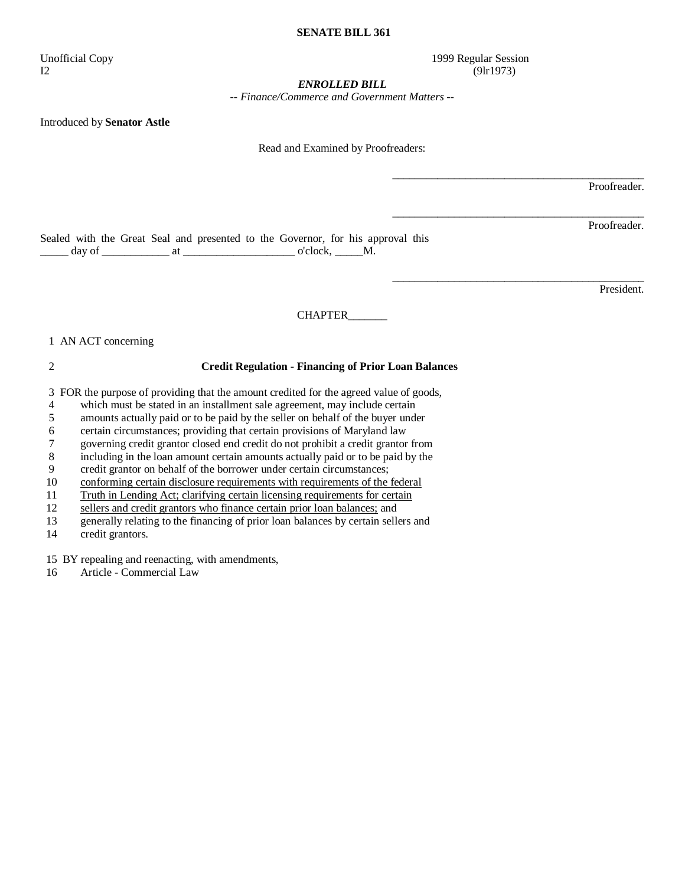# SENATE BILL 361

Unofficial Copy 1999 Regular Session
I2 (9lr1973)

***ENROLLED BILL***

*-- Finance/Commerce and Government Matters --*

Introduced by **Senator Astle**

Read and Examined by Proofreaders:

_______________________________________________
Proofreader.

_______________________________________________
Proofreader.

Sealed with the Great Seal and presented to the Governor, for his approval this _____ day of ____________ at ____________________ o'clock, _____M.

_______________________________________________
President.

CHAPTER_______

1 AN ACT concerning

2 **Credit Regulation - Financing of Prior Loan Balances**

3 FOR the purpose of providing that the amount credited for the agreed value of goods,
4 which must be stated in an installment sale agreement, may include certain
5 amounts actually paid or to be paid by the seller on behalf of the buyer under
6 certain circumstances; providing that certain provisions of Maryland law
7 governing credit grantor closed end credit do not prohibit a credit grantor from
8 including in the loan amount certain amounts actually paid or to be paid by the
9 credit grantor on behalf of the borrower under certain circumstances;
10 <u>conforming certain disclosure requirements with requirements of the federal</u>
11 <u>Truth in Lending Act; clarifying certain licensing requirements for certain</u>
12 <u>sellers and credit grantors who finance certain prior loan balances;</u> and
13 generally relating to the financing of prior loan balances by certain sellers and
14 credit grantors.

15 BY repealing and reenacting, with amendments,
16 Article - Commercial Law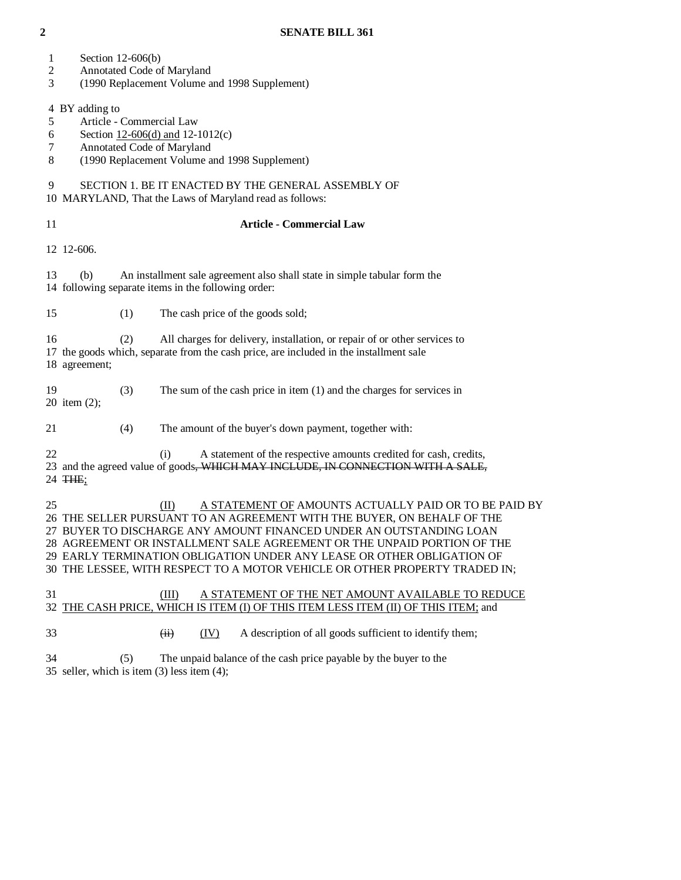Section 12-606(b)
Annotated Code of Maryland
(1990 Replacement Volume and 1998 Supplement)

BY adding to
Article - Commercial Law
Section 12-606(d) and 12-1012(c)
Annotated Code of Maryland
(1990 Replacement Volume and 1998 Supplement)

SECTION 1. BE IT ENACTED BY THE GENERAL ASSEMBLY OF MARYLAND, That the Laws of Maryland read as follows:

**Article - Commercial Law**

12-606.

(b) An installment sale agreement also shall state in simple tabular form the following separate items in the following order:

(1) The cash price of the goods sold;

(2) All charges for delivery, installation, or repair of or other services to the goods which, separate from the cash price, are included in the installment sale agreement;

(3) The sum of the cash price in item (1) and the charges for services in item (2);

(4) The amount of the buyer's down payment, together with:

(i) A statement of the respective amounts credited for cash, credits, and the agreed value of goods~~, WHICH MAY INCLUDE, IN CONNECTION WITH A SALE, THE~~;

(II) A STATEMENT OF AMOUNTS ACTUALLY PAID OR TO BE PAID BY THE SELLER PURSUANT TO AN AGREEMENT WITH THE BUYER, ON BEHALF OF THE BUYER TO DISCHARGE ANY AMOUNT FINANCED UNDER AN OUTSTANDING LOAN AGREEMENT OR INSTALLMENT SALE AGREEMENT OR THE UNPAID PORTION OF THE EARLY TERMINATION OBLIGATION UNDER ANY LEASE OR OTHER OBLIGATION OF THE LESSEE, WITH RESPECT TO A MOTOR VEHICLE OR OTHER PROPERTY TRADED IN;

(III) A STATEMENT OF THE NET AMOUNT AVAILABLE TO REDUCE THE CASH PRICE, WHICH IS ITEM (I) OF THIS ITEM LESS ITEM (II) OF THIS ITEM; and

~~(ii)~~ (IV) A description of all goods sufficient to identify them;

(5) The unpaid balance of the cash price payable by the buyer to the seller, which is item (3) less item (4);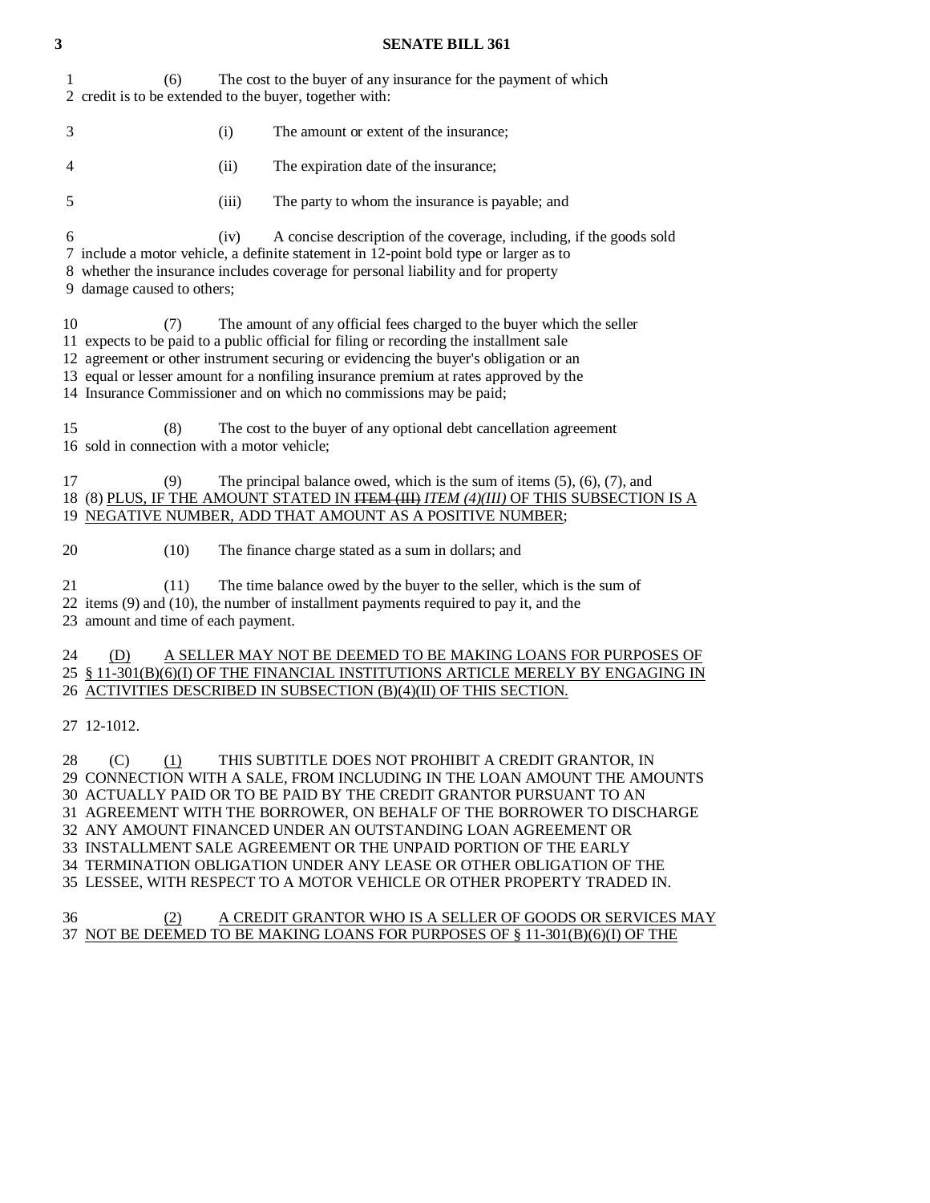(6) The cost to the buyer of any insurance for the payment of which credit is to be extended to the buyer, together with:

(i) The amount or extent of the insurance;

(ii) The expiration date of the insurance;

(iii) The party to whom the insurance is payable; and

(iv) A concise description of the coverage, including, if the goods sold include a motor vehicle, a definite statement in 12-point bold type or larger as to whether the insurance includes coverage for personal liability and for property damage caused to others;

(7) The amount of any official fees charged to the buyer which the seller expects to be paid to a public official for filing or recording the installment sale agreement or other instrument securing or evidencing the buyer's obligation or an equal or lesser amount for a nonfiling insurance premium at rates approved by the Insurance Commissioner and on which no commissions may be paid;

(8) The cost to the buyer of any optional debt cancellation agreement sold in connection with a motor vehicle;

(9) The principal balance owed, which is the sum of items (5), (6), (7), and (8) <u>PLUS, IF THE AMOUNT STATED IN ~~ITEM (III)~~ *ITEM (4)(III)* OF THIS SUBSECTION IS A NEGATIVE NUMBER, ADD THAT AMOUNT AS A POSITIVE NUMBER</u>;

(10) The finance charge stated as a sum in dollars; and

(11) The time balance owed by the buyer to the seller, which is the sum of items (9) and (10), the number of installment payments required to pay it, and the amount and time of each payment.

<u>(D) A SELLER MAY NOT BE DEEMED TO BE MAKING LOANS FOR PURPOSES OF § 11-301(B)(6)(I) OF THE FINANCIAL INSTITUTIONS ARTICLE MERELY BY ENGAGING IN ACTIVITIES DESCRIBED IN SUBSECTION (B)(4)(II) OF THIS SECTION.</u>

12-1012.

(C) <u>(1)</u> THIS SUBTITLE DOES NOT PROHIBIT A CREDIT GRANTOR, IN CONNECTION WITH A SALE, FROM INCLUDING IN THE LOAN AMOUNT THE AMOUNTS ACTUALLY PAID OR TO BE PAID BY THE CREDIT GRANTOR PURSUANT TO AN AGREEMENT WITH THE BORROWER, ON BEHALF OF THE BORROWER TO DISCHARGE ANY AMOUNT FINANCED UNDER AN OUTSTANDING LOAN AGREEMENT OR INSTALLMENT SALE AGREEMENT OR THE UNPAID PORTION OF THE EARLY TERMINATION OBLIGATION UNDER ANY LEASE OR OTHER OBLIGATION OF THE LESSEE, WITH RESPECT TO A MOTOR VEHICLE OR OTHER PROPERTY TRADED IN.

<u>(2) A CREDIT GRANTOR WHO IS A SELLER OF GOODS OR SERVICES MAY NOT BE DEEMED TO BE MAKING LOANS FOR PURPOSES OF § 11-301(B)(6)(I) OF THE</u>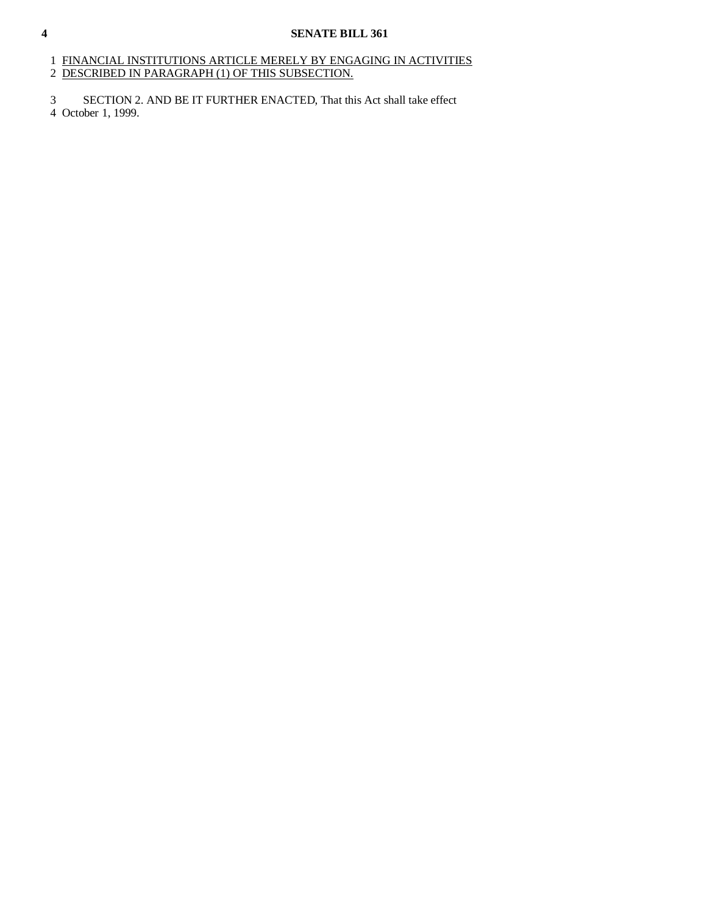FINANCIAL INSTITUTIONS ARTICLE MERELY BY ENGAGING IN ACTIVITIES DESCRIBED IN PARAGRAPH (1) OF THIS SUBSECTION.

SECTION 2. AND BE IT FURTHER ENACTED, That this Act shall take effect October 1, 1999.